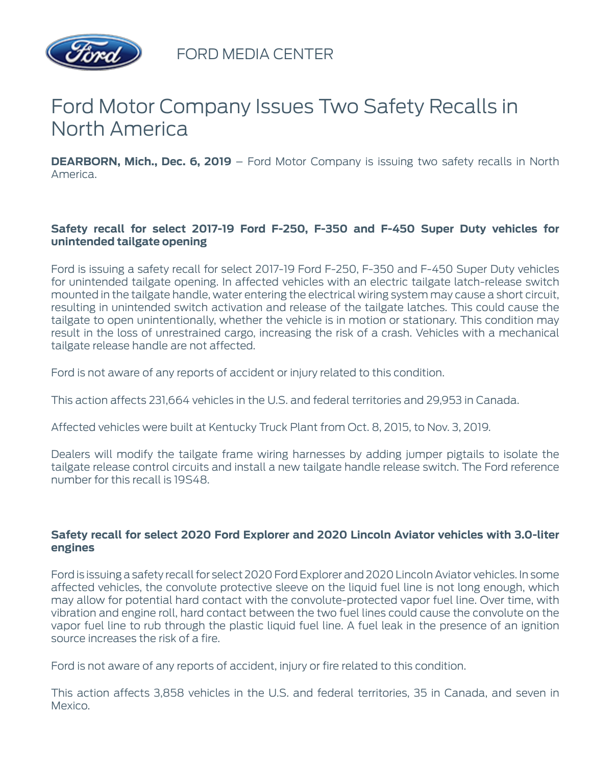FORD MEDIA CENTER

# Ford Motor Company Issues Two Safety Recalls in North America

**DEARBORN, Mich., Dec. 6, 2019** – Ford Motor Company is issuing two safety recalls in North America.

### Safety recall for select 2017-19 Ford F-250, F-350 and F-450 Super Duty vehicles for unintended tailgate opening

Ford is issuing a safety recall for select 2017-19 Ford F-250, F-350 and F-450 Super Duty vehicles for unintended tailgate opening. In affected vehicles with an electric tailgate latch-release switch mounted in the tailgate handle, water entering the electrical wiring system may cause a short circuit, resulting in unintended switch activation and release of the tailgate latches. This could cause the tailgate to open unintentionally, whether the vehicle is in motion or stationary. This condition may result in the loss of unrestrained cargo, increasing the risk of a crash. Vehicles with a mechanical tailgate release handle are not affected.

Ford is not aware of any reports of accident or injury related to this condition.

This action affects 231,664 vehicles in the U.S. and federal territories and 29,953 in Canada.

Affected vehicles were built at Kentucky Truck Plant from Oct. 8, 2015, to Nov. 3, 2019.

Dealers will modify the tailgate frame wiring harnesses by adding jumper pigtails to isolate the tailgate release control circuits and install a new tailgate handle release switch. The Ford reference number for this recall is 19S48.

### Safety recall for select 2020 Ford Explorer and 2020 Lincoln Aviator vehicles with 3.0-liter engines

Ford is issuing a safety recall for select 2020 Ford Explorer and 2020 Lincoln Aviator vehicles. In some affected vehicles, the convolute protective sleeve on the liquid fuel line is not long enough, which may allow for potential hard contact with the convolute-protected vapor fuel line. Over time, with vibration and engine roll, hard contact between the two fuel lines could cause the convolute on the vapor fuel line to rub through the plastic liquid fuel line. A fuel leak in the presence of an ignition source increases the risk of a fire.

Ford is not aware of any reports of accident, injury or fire related to this condition.

This action affects 3,858 vehicles in the U.S. and federal territories, 35 in Canada, and seven in Mexico.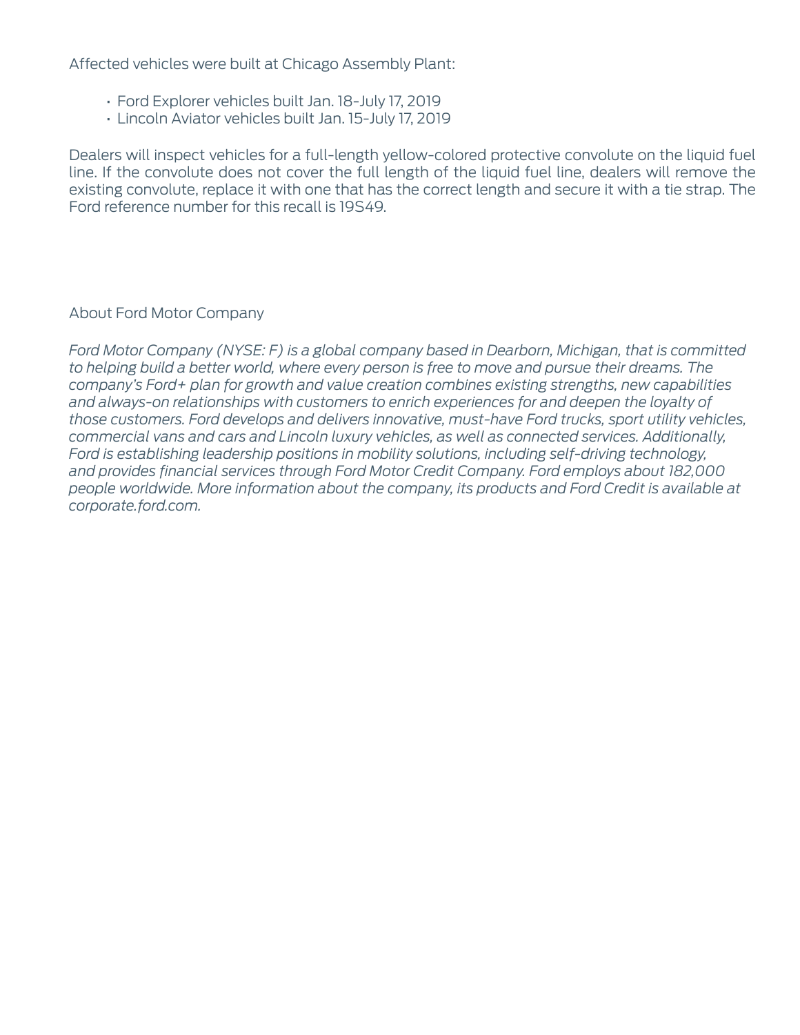Affected vehicles were built at Chicago Assembly Plant:

- Ford Explorer vehicles built Jan. 18-July 17, 2019
- Lincoln Aviator vehicles built Jan. 15-July 17, 2019

Dealers will inspect vehicles for a full-length yellow-colored protective convolute on the liquid fuel line. If the convolute does not cover the full length of the liquid fuel line, dealers will remove the existing convolute, replace it with one that has the correct length and secure it with a tie strap. The Ford reference number for this recall is 19S49.

## About Ford Motor Company

*Ford Motor Company (NYSE: F) is a global company based in Dearborn, Michigan, that is committed to helping build a better world, where every person is free to move and pursue their dreams. The company's Ford+ plan for growth and value creation combines existing strengths, new capabilities and always-on relationships with customers to enrich experiences for and deepen the loyalty of those customers. Ford develops and delivers innovative, must-have Ford trucks, sport utility vehicles, commercial vans and cars and Lincoln luxury vehicles, as well as connected services. Additionally, Ford is establishing leadership positions in mobility solutions, including self-driving technology, and provides financial services through Ford Motor Credit Company. Ford employs about 182,000 people worldwide. More information about the company, its products and Ford Credit is available at corporate.ford.com.*